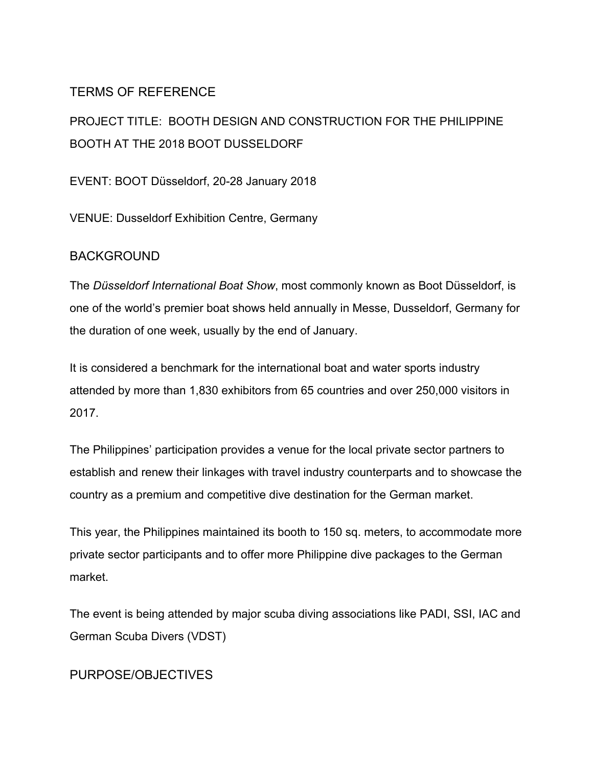# TERMS OF REFERENCE

PROJECT TITLE: BOOTH DESIGN AND CONSTRUCTION FOR THE PHILIPPINE BOOTH AT THE 2018 BOOT DUSSELDORF

EVENT: BOOT Düsseldorf, 20-28 January 2018

VENUE: Dusseldorf Exhibition Centre, Germany

## BACKGROUND

The *Düsseldorf International Boat Show*, most commonly known as Boot Düsseldorf, is one of the world's premier boat shows held annually in Messe, Dusseldorf, Germany for the duration of one week, usually by the end of January.

It is considered a benchmark for the international boat and water sports industry attended by more than 1,830 exhibitors from 65 countries and over 250,000 visitors in 2017.

The Philippines' participation provides a venue for the local private sector partners to establish and renew their linkages with travel industry counterparts and to showcase the country as a premium and competitive dive destination for the German market.

This year, the Philippines maintained its booth to 150 sq. meters, to accommodate more private sector participants and to offer more Philippine dive packages to the German market.

The event is being attended by major scuba diving associations like PADI, SSI, IAC and German Scuba Divers (VDST)

## PURPOSE/OBJECTIVES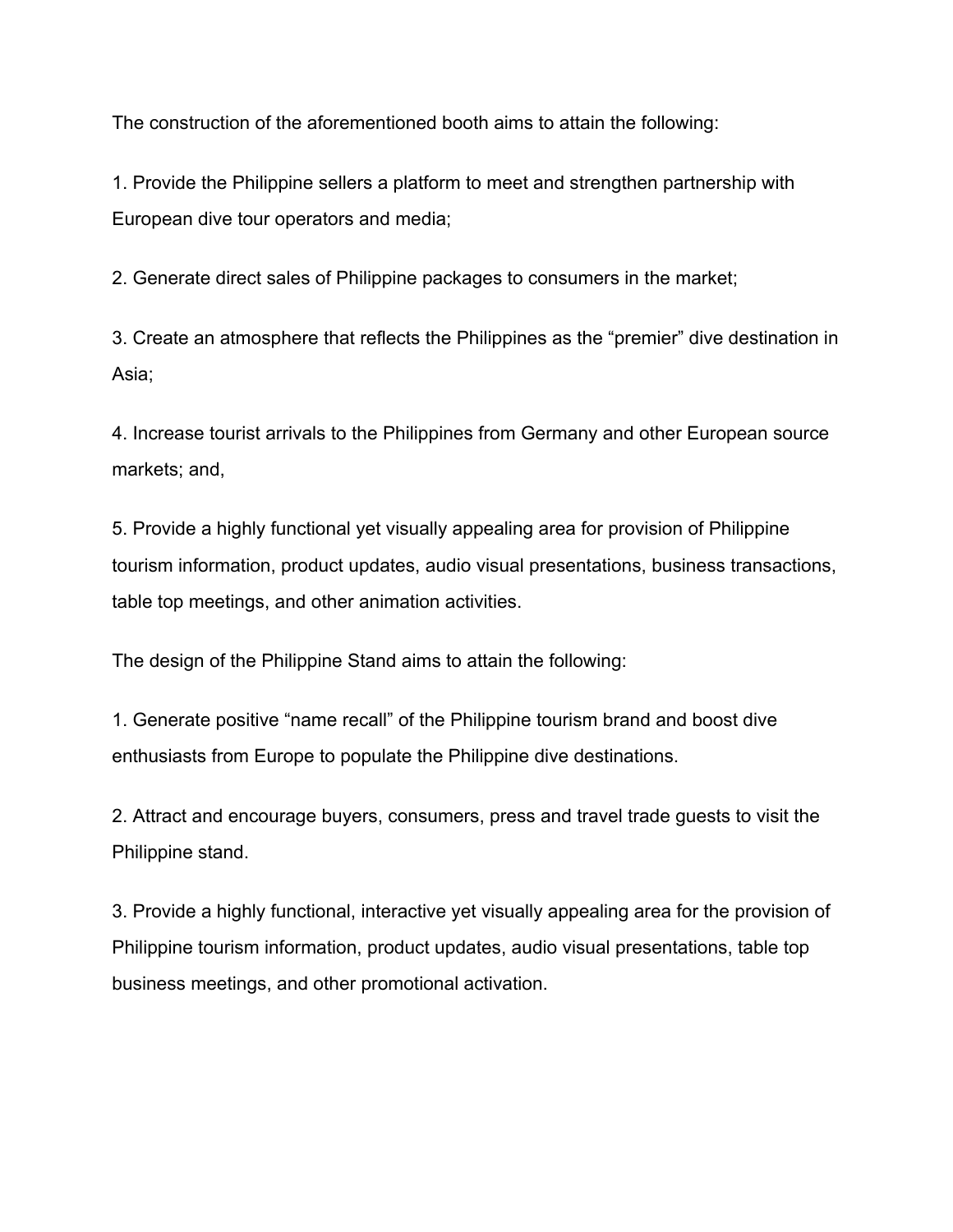The construction of the aforementioned booth aims to attain the following:

1. Provide the Philippine sellers a platform to meet and strengthen partnership with European dive tour operators and media;

2. Generate direct sales of Philippine packages to consumers in the market;

3. Create an atmosphere that reflects the Philippines as the “premier” dive destination in Asia;

4. Increase tourist arrivals to the Philippines from Germany and other European source markets; and,

5. Provide a highly functional yet visually appealing area for provision of Philippine tourism information, product updates, audio visual presentations, business transactions, table top meetings, and other animation activities.

The design of the Philippine Stand aims to attain the following:

1. Generate positive “name recall” of the Philippine tourism brand and boost dive enthusiasts from Europe to populate the Philippine dive destinations.

2. Attract and encourage buyers, consumers, press and travel trade guests to visit the Philippine stand.

3. Provide a highly functional, interactive yet visually appealing area for the provision of Philippine tourism information, product updates, audio visual presentations, table top business meetings, and other promotional activation.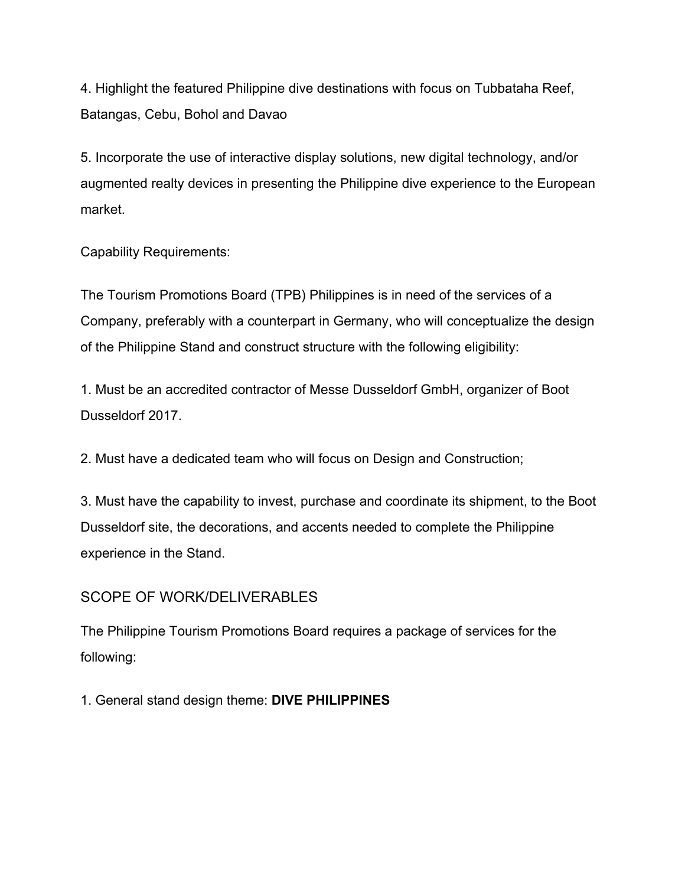4. Highlight the featured Philippine dive destinations with focus on Tubbataha Reef, Batangas, Cebu, Bohol and Davao

5. Incorporate the use of interactive display solutions, new digital technology, and/or augmented realty devices in presenting the Philippine dive experience to the European market.

Capability Requirements:

The Tourism Promotions Board (TPB) Philippines is in need of the services of a Company, preferably with a counterpart in Germany, who will conceptualize the design of the Philippine Stand and construct structure with the following eligibility:

1. Must be an accredited contractor of Messe Dusseldorf GmbH, organizer of Boot Dusseldorf 2017.

2. Must have a dedicated team who will focus on Design and Construction;

3. Must have the capability to invest, purchase and coordinate its shipment, to the Boot Dusseldorf site, the decorations, and accents needed to complete the Philippine experience in the Stand.

## SCOPE OF WORK/DELIVERABLES

The Philippine Tourism Promotions Board requires a package of services for the following:

1. General stand design theme: **DIVE PHILIPPINES**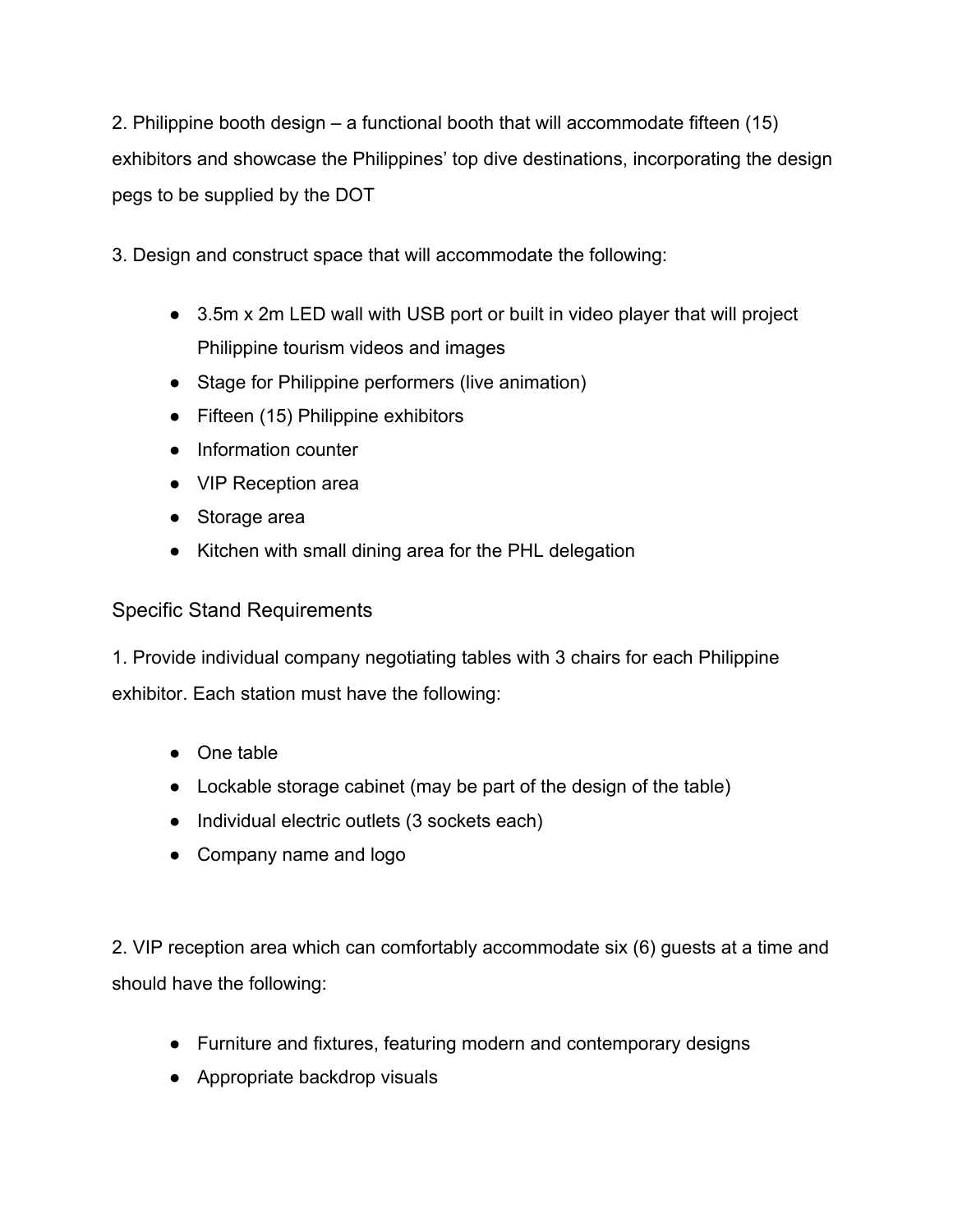2. Philippine booth design – a functional booth that will accommodate fifteen (15) exhibitors and showcase the Philippines' top dive destinations, incorporating the design pegs to be supplied by the DOT

3. Design and construct space that will accommodate the following:

- 3.5m x 2m LED wall with USB port or built in video player that will project Philippine tourism videos and images
- Stage for Philippine performers (live animation)
- Fifteen (15) Philippine exhibitors
- Information counter
- VIP Reception area
- Storage area
- Kitchen with small dining area for the PHL delegation

## Specific Stand Requirements

1. Provide individual company negotiating tables with 3 chairs for each Philippine exhibitor. Each station must have the following:

- One table
- Lockable storage cabinet (may be part of the design of the table)
- Individual electric outlets (3 sockets each)
- Company name and logo

2. VIP reception area which can comfortably accommodate six (6) guests at a time and should have the following:

- Furniture and fixtures, featuring modern and contemporary designs
- Appropriate backdrop visuals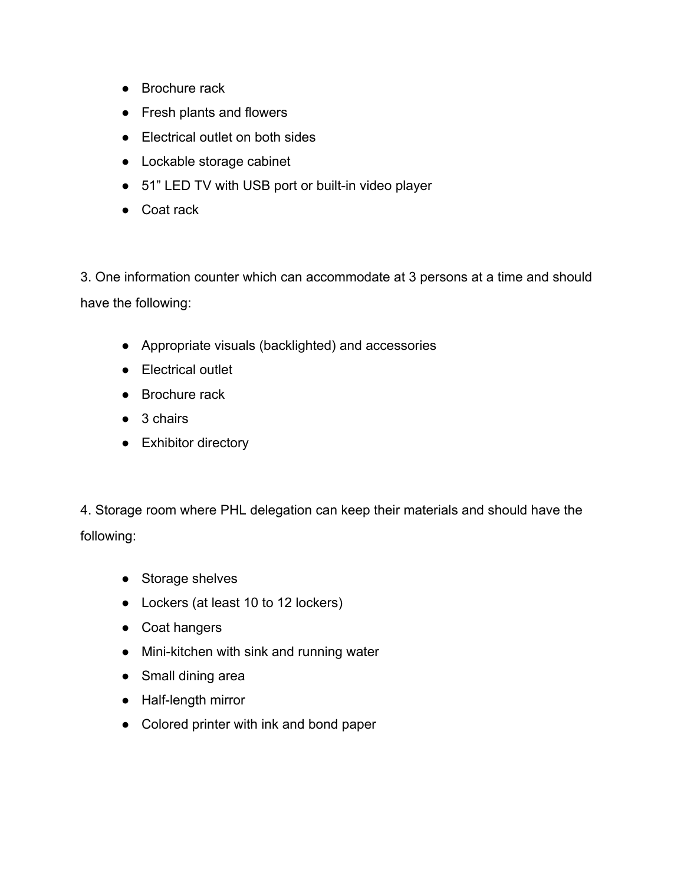- Brochure rack
- Fresh plants and flowers
- Electrical outlet on both sides
- Lockable storage cabinet
- 51” LED TV with USB port or built-in video player
- Coat rack

3. One information counter which can accommodate at 3 persons at a time and should have the following:

- Appropriate visuals (backlighted) and accessories
- Electrical outlet
- Brochure rack
- 3 chairs
- Exhibitor directory

4. Storage room where PHL delegation can keep their materials and should have the following:

- Storage shelves
- Lockers (at least 10 to 12 lockers)
- Coat hangers
- Mini-kitchen with sink and running water
- Small dining area
- Half-length mirror
- Colored printer with ink and bond paper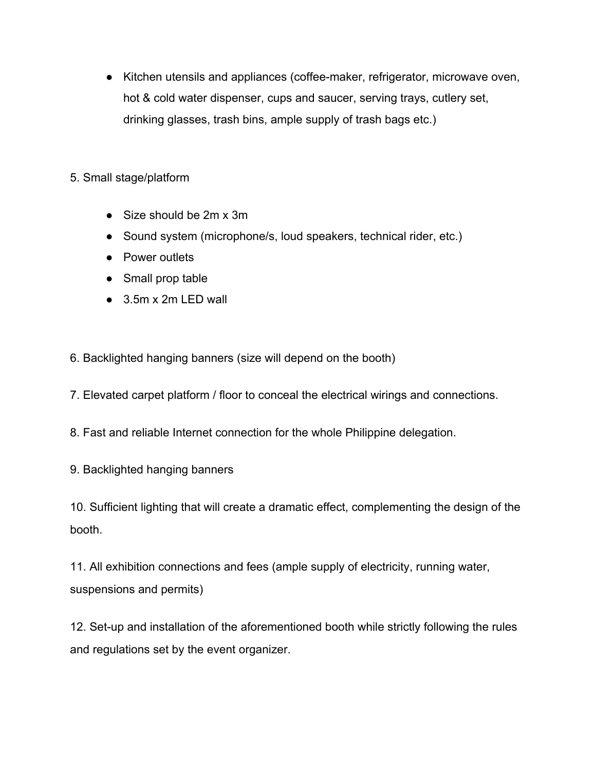- Kitchen utensils and appliances (coffee-maker, refrigerator, microwave oven, hot & cold water dispenser, cups and saucer, serving trays, cutlery set, drinking glasses, trash bins, ample supply of trash bags etc.)

5. Small stage/platform

- Size should be 2m x 3m
- Sound system (microphone/s, loud speakers, technical rider, etc.)
- Power outlets
- Small prop table
- 3.5m x 2m LED wall

6. Backlighted hanging banners (size will depend on the booth)

7. Elevated carpet platform / floor to conceal the electrical wirings and connections.

8. Fast and reliable Internet connection for the whole Philippine delegation.

9. Backlighted hanging banners

10. Sufficient lighting that will create a dramatic effect, complementing the design of the booth.

11. All exhibition connections and fees (ample supply of electricity, running water, suspensions and permits)

12. Set-up and installation of the aforementioned booth while strictly following the rules and regulations set by the event organizer.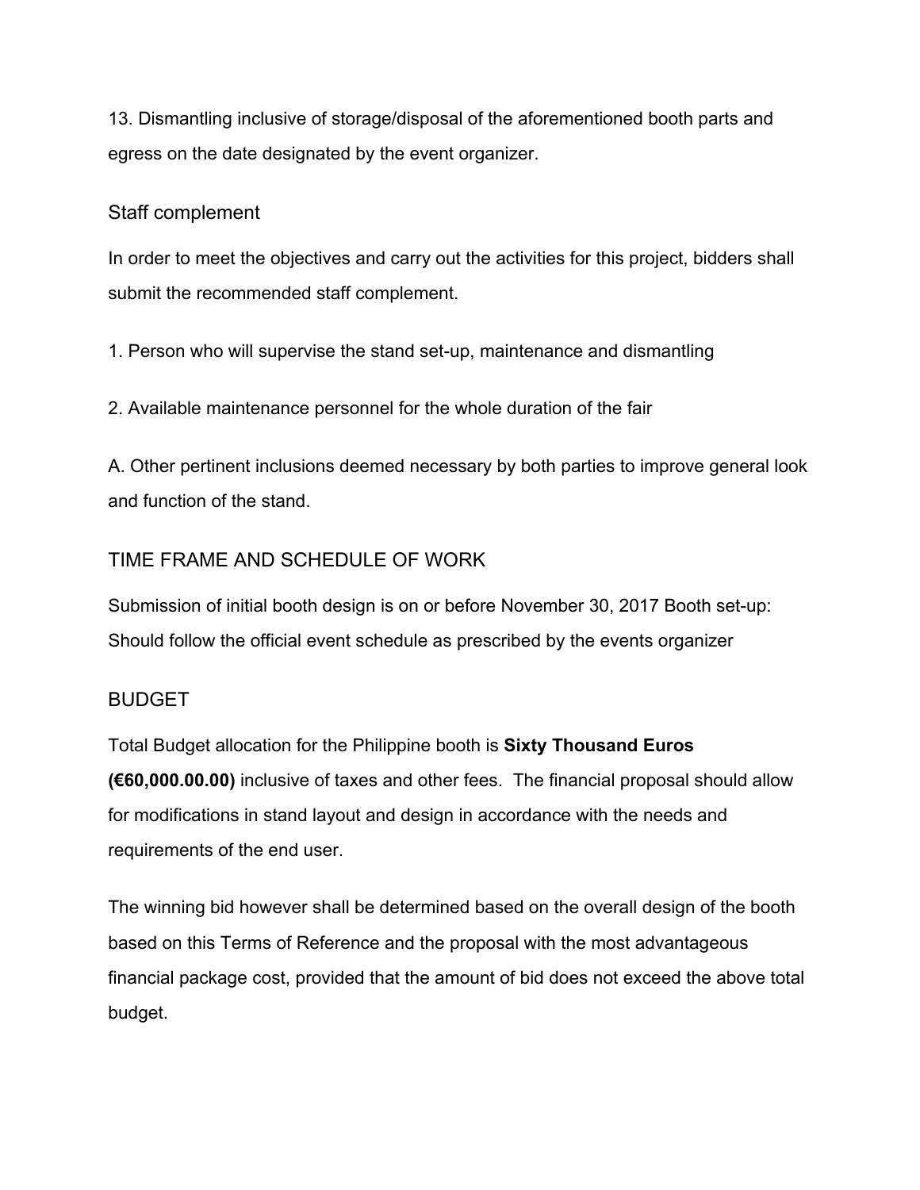13. Dismantling inclusive of storage/disposal of the aforementioned booth parts and egress on the date designated by the event organizer.

## Staff complement

In order to meet the objectives and carry out the activities for this project, bidders shall submit the recommended staff complement.

1. Person who will supervise the stand set-up, maintenance and dismantling

2. Available maintenance personnel for the whole duration of the fair

A. Other pertinent inclusions deemed necessary by both parties to improve general look and function of the stand.

## TIME FRAME AND SCHEDULE OF WORK

Submission of initial booth design is on or before November 30, 2017 Booth set-up: Should follow the official event schedule as prescribed by the events organizer

## BUDGET

Total Budget allocation for the Philippine booth is **Sixty Thousand Euros (€60,000.00.00)** inclusive of taxes and other fees. The financial proposal should allow for modifications in stand layout and design in accordance with the needs and requirements of the end user.

The winning bid however shall be determined based on the overall design of the booth based on this Terms of Reference and the proposal with the most advantageous financial package cost, provided that the amount of bid does not exceed the above total budget.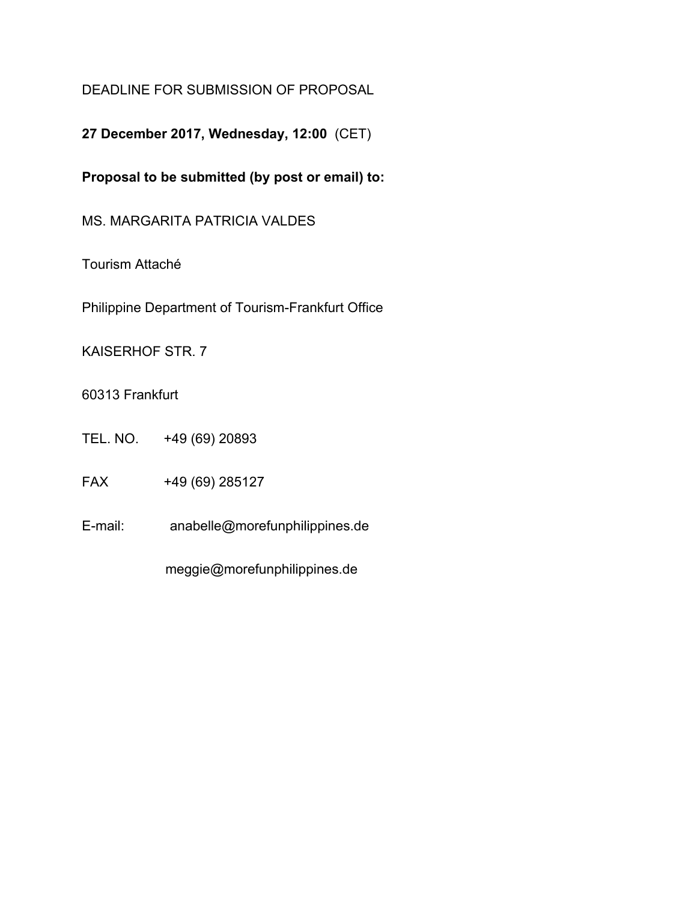DEADLINE FOR SUBMISSION OF PROPOSAL

**27 December 2017, Wednesday, 12:00** (CET)

**Proposal to be submitted (by post or email) to:**

MS. MARGARITA PATRICIA VALDES

Tourism Attaché

Philippine Department of Tourism-Frankfurt Office

KAISERHOF STR. 7

60313 Frankfurt

TEL. NO. +49 (69) 20893

FAX +49 (69) 285127

E-mail: anabelle@morefunphilippines.de

meggie@morefunphilippines.de